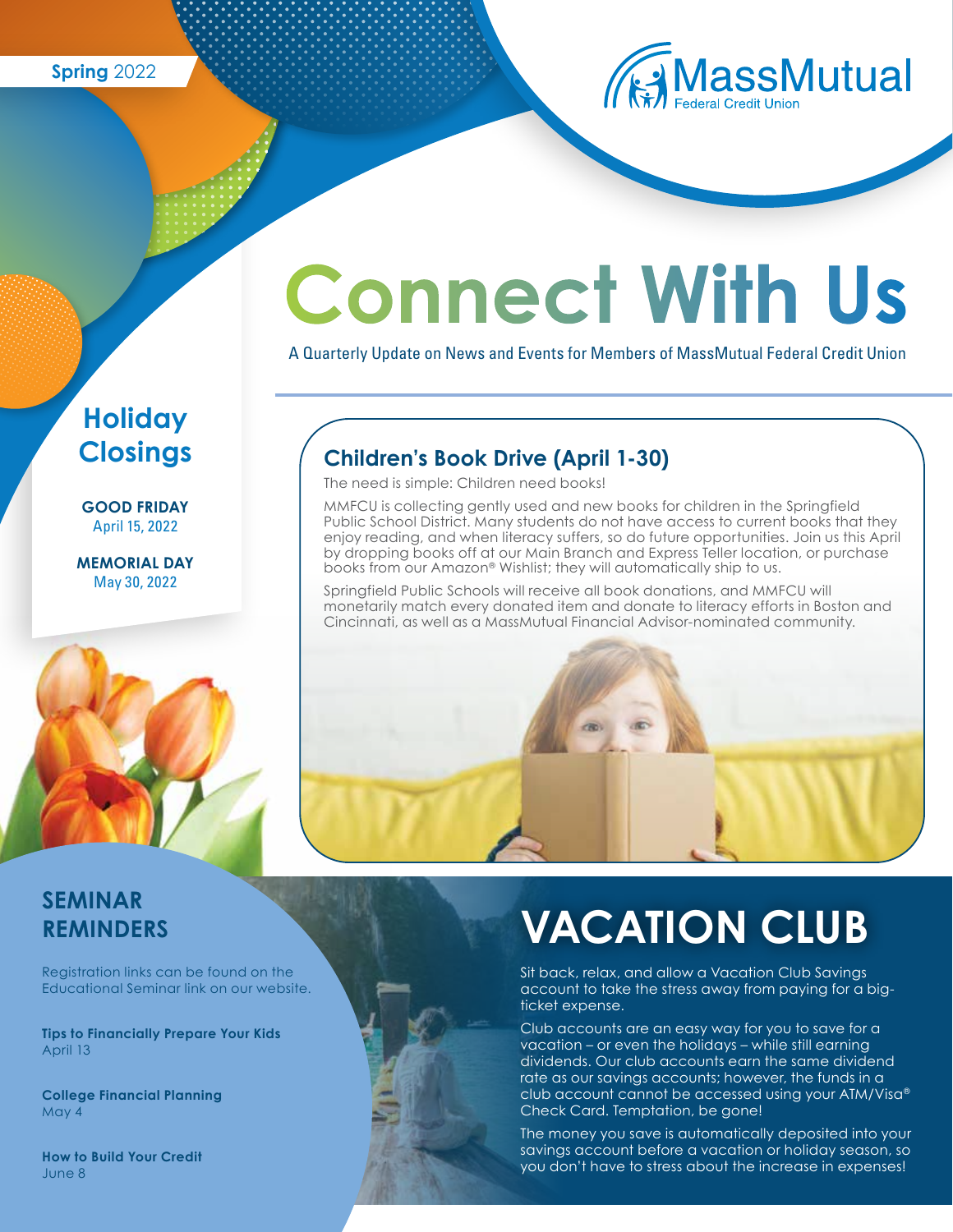Spring 2022

MassMutual Federal Credit Union

# Connect With Us

A Quarterly Update on News and Events for Members of MassMutual Federal Credit Union

## Holiday Closings

**GOOD FRIDAY**
April 15, 2022

**MEMORIAL DAY**
May 30, 2022

## Children's Book Drive (April 1-30)

The need is simple: Children need books!

MMFCU is collecting gently used and new books for children in the Springfield Public School District. Many students do not have access to current books that they enjoy reading, and when literacy suffers, so do future opportunities. Join us this April by dropping books off at our Main Branch and Express Teller location, or purchase books from our Amazon® Wishlist; they will automatically ship to us.

Springfield Public Schools will receive all book donations, and MMFCU will monetarily match every donated item and donate to literacy efforts in Boston and Cincinnati, as well as a MassMutual Financial Advisor-nominated community.

## SEMINAR REMINDERS

Registration links can be found on the Educational Seminar link on our website.

**Tips to Financially Prepare Your Kids**
April 13

**College Financial Planning**
May 4

**How to Build Your Credit**
June 8

## VACATION CLUB

Sit back, relax, and allow a Vacation Club Savings account to take the stress away from paying for a big-ticket expense.

Club accounts are an easy way for you to save for a vacation – or even the holidays – while still earning dividends. Our club accounts earn the same dividend rate as our savings accounts; however, the funds in a club account cannot be accessed using your ATM/Visa® Check Card. Temptation, be gone!

The money you save is automatically deposited into your savings account before a vacation or holiday season, so you don't have to stress about the increase in expenses!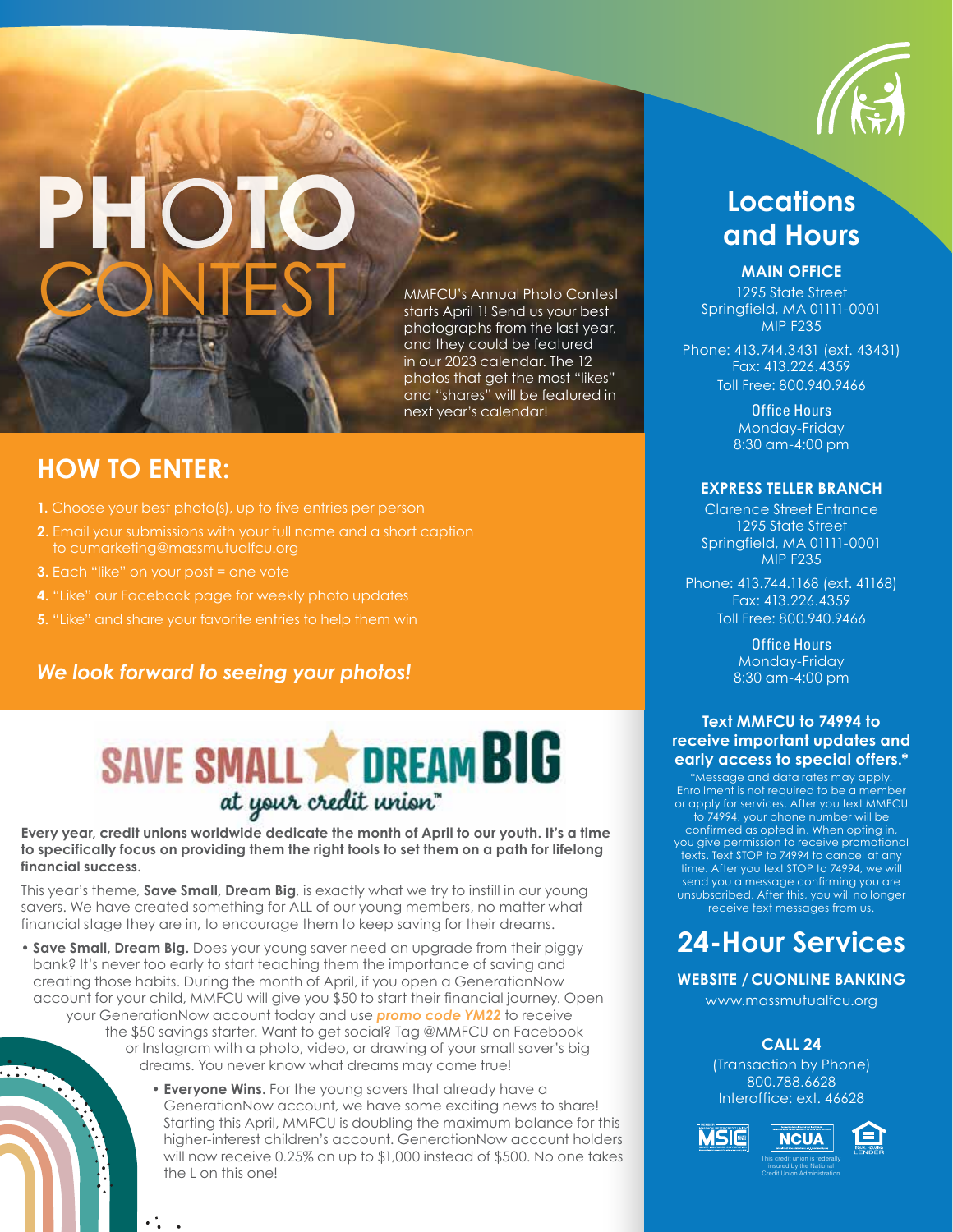# PHOTO CONTEST

MMFCU's Annual Photo Contest starts April 1! Send us your best photographs from the last year, and they could be featured in our 2023 calendar. The 12 photos that get the most "likes" and "shares" will be featured in next year's calendar!

## HOW TO ENTER:

1. Choose your best photo(s), up to five entries per person
2. Email your submissions with your full name and a short caption to cumarketing@massmutualfcu.org
3. Each "like" on your post = one vote
4. "Like" our Facebook page for weekly photo updates
5. "Like" and share your favorite entries to help them win

*We look forward to seeing your photos!*

# SAVE SMALL DREAM BIG

at your credit union™

**Every year, credit unions worldwide dedicate the month of April to our youth. It's a time to specifically focus on providing them the right tools to set them on a path for lifelong financial success.**

This year's theme, **Save Small, Dream Big**, is exactly what we try to instill in our young savers. We have created something for ALL of our young members, no matter what financial stage they are in, to encourage them to keep saving for their dreams.

- **Save Small, Dream Big.** Does your young saver need an upgrade from their piggy bank? It's never too early to start teaching them the importance of saving and creating those habits. During the month of April, if you open a GenerationNow account for your child, MMFCU will give you $50 to start their financial journey. Open your GenerationNow account today and use ***promo code YM22*** to receive the $50 savings starter. Want to get social? Tag @MMFCU on Facebook or Instagram with a photo, video, or drawing of your small saver's big dreams. You never know what dreams may come true!
- **Everyone Wins.** For the young savers that already have a GenerationNow account, we have some exciting news to share! Starting this April, MMFCU is doubling the maximum balance for this higher-interest children's account. GenerationNow account holders will now receive 0.25% on up to $1,000 instead of $500. No one takes the L on this one!

## Locations and Hours

### MAIN OFFICE

1295 State Street
Springfield, MA 01111-0001
MIP F235

Phone: 413.744.3431 (ext. 43431)
Fax: 413.226.4359
Toll Free: 800.940.9466

Office Hours
Monday-Friday
8:30 am-4:00 pm

### EXPRESS TELLER BRANCH

Clarence Street Entrance
1295 State Street
Springfield, MA 01111-0001
MIP F235

Phone: 413.744.1168 (ext. 41168)
Fax: 413.226.4359
Toll Free: 800.940.9466

Office Hours
Monday-Friday
8:30 am-4:00 pm

**Text MMFCU to 74994 to receive important updates and early access to special offers.***

*Message and data rates may apply. Enrollment is not required to be a member or apply for services. After you text MMFCU to 74994, your phone number will be confirmed as opted in. When opting in, you give permission to receive promotional texts. Text STOP to 74994 to cancel at any time. After you text STOP to 74994, we will send you a message confirming you are unsubscribed. After this, you will no longer receive text messages from us.

## 24-Hour Services

### WEBSITE / CUONLINE BANKING

www.massmutualfcu.org

### CALL 24

(Transaction by Phone)
800.788.6628
Interoffice: ext. 46628

MSIC

NCUA — This credit union is federally insured by the National Credit Union Administration

EQUAL HOUSING LENDER